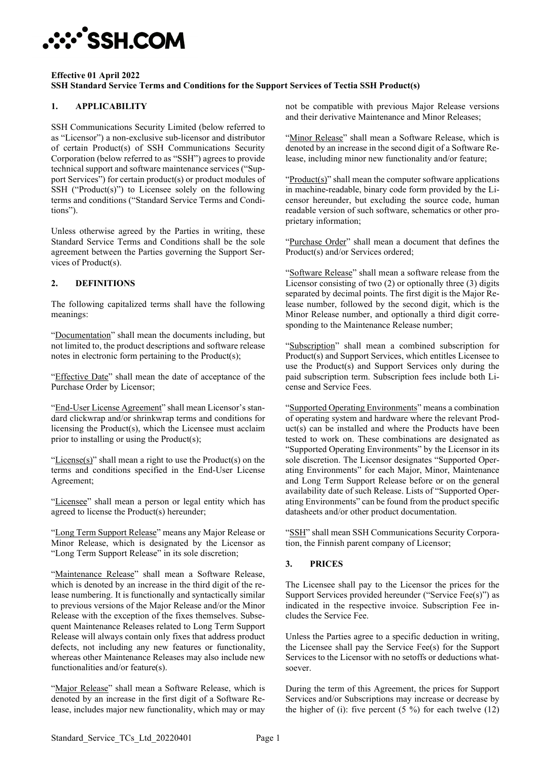**Effective 01 April 2022**
**SSH Standard Service Terms and Conditions for the Support Services of Tectia SSH Product(s)**

## 1. APPLICABILITY

SSH Communications Security Limited (below referred to as "Licensor") a non-exclusive sub-licensor and distributor of certain Product(s) of SSH Communications Security Corporation (below referred to as "SSH") agrees to provide technical support and software maintenance services ("Support Services") for certain product(s) or product modules of SSH ("Product(s)") to Licensee solely on the following terms and conditions ("Standard Service Terms and Conditions").

Unless otherwise agreed by the Parties in writing, these Standard Service Terms and Conditions shall be the sole agreement between the Parties governing the Support Services of Product(s).

## 2. DEFINITIONS

The following capitalized terms shall have the following meanings:

"Documentation" shall mean the documents including, but not limited to, the product descriptions and software release notes in electronic form pertaining to the Product(s);

"Effective Date" shall mean the date of acceptance of the Purchase Order by Licensor;

"End-User License Agreement" shall mean Licensor's standard clickwrap and/or shrinkwrap terms and conditions for licensing the Product(s), which the Licensee must acclaim prior to installing or using the Product(s);

"License(s)" shall mean a right to use the Product(s) on the terms and conditions specified in the End-User License Agreement;

"Licensee" shall mean a person or legal entity which has agreed to license the Product(s) hereunder;

"Long Term Support Release" means any Major Release or Minor Release, which is designated by the Licensor as "Long Term Support Release" in its sole discretion;

"Maintenance Release" shall mean a Software Release, which is denoted by an increase in the third digit of the release numbering. It is functionally and syntactically similar to previous versions of the Major Release and/or the Minor Release with the exception of the fixes themselves. Subsequent Maintenance Releases related to Long Term Support Release will always contain only fixes that address product defects, not including any new features or functionality, whereas other Maintenance Releases may also include new functionalities and/or feature(s).

"Major Release" shall mean a Software Release, which is denoted by an increase in the first digit of a Software Release, includes major new functionality, which may or may not be compatible with previous Major Release versions and their derivative Maintenance and Minor Releases;

"Minor Release" shall mean a Software Release, which is denoted by an increase in the second digit of a Software Release, including minor new functionality and/or feature;

"Product(s)" shall mean the computer software applications in machine-readable, binary code form provided by the Licensor hereunder, but excluding the source code, human readable version of such software, schematics or other proprietary information;

"Purchase Order" shall mean a document that defines the Product(s) and/or Services ordered;

"Software Release" shall mean a software release from the Licensor consisting of two (2) or optionally three (3) digits separated by decimal points. The first digit is the Major Release number, followed by the second digit, which is the Minor Release number, and optionally a third digit corresponding to the Maintenance Release number;

"Subscription" shall mean a combined subscription for Product(s) and Support Services, which entitles Licensee to use the Product(s) and Support Services only during the paid subscription term. Subscription fees include both License and Service Fees.

"Supported Operating Environments" means a combination of operating system and hardware where the relevant Product(s) can be installed and where the Products have been tested to work on. These combinations are designated as "Supported Operating Environments" by the Licensor in its sole discretion. The Licensor designates "Supported Operating Environments" for each Major, Minor, Maintenance and Long Term Support Release before or on the general availability date of such Release. Lists of "Supported Operating Environments" can be found from the product specific datasheets and/or other product documentation.

"SSH" shall mean SSH Communications Security Corporation, the Finnish parent company of Licensor;

## 3. PRICES

The Licensee shall pay to the Licensor the prices for the Support Services provided hereunder ("Service Fee(s)") as indicated in the respective invoice. Subscription Fee includes the Service Fee.

Unless the Parties agree to a specific deduction in writing, the Licensee shall pay the Service Fee(s) for the Support Services to the Licensor with no setoffs or deductions whatsoever.

During the term of this Agreement, the prices for Support Services and/or Subscriptions may increase or decrease by the higher of (i): five percent (5 %) for each twelve (12)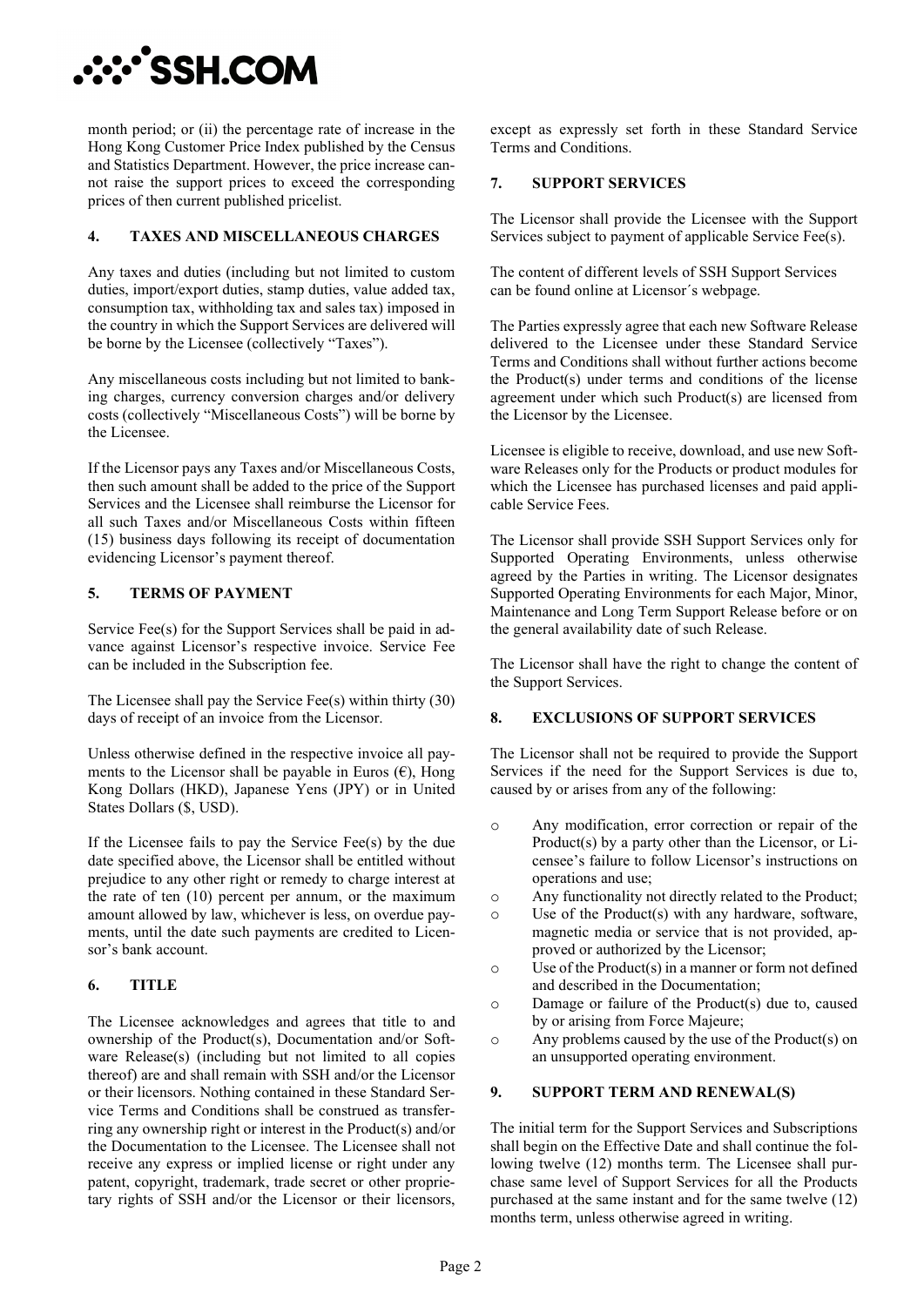month period; or (ii) the percentage rate of increase in the Hong Kong Customer Price Index published by the Census and Statistics Department. However, the price increase cannot raise the support prices to exceed the corresponding prices of then current published pricelist.

## 4. TAXES AND MISCELLANEOUS CHARGES

Any taxes and duties (including but not limited to custom duties, import/export duties, stamp duties, value added tax, consumption tax, withholding tax and sales tax) imposed in the country in which the Support Services are delivered will be borne by the Licensee (collectively "Taxes").

Any miscellaneous costs including but not limited to banking charges, currency conversion charges and/or delivery costs (collectively "Miscellaneous Costs") will be borne by the Licensee.

If the Licensor pays any Taxes and/or Miscellaneous Costs, then such amount shall be added to the price of the Support Services and the Licensee shall reimburse the Licensor for all such Taxes and/or Miscellaneous Costs within fifteen (15) business days following its receipt of documentation evidencing Licensor's payment thereof.

## 5. TERMS OF PAYMENT

Service Fee(s) for the Support Services shall be paid in advance against Licensor's respective invoice. Service Fee can be included in the Subscription fee.

The Licensee shall pay the Service Fee(s) within thirty (30) days of receipt of an invoice from the Licensor.

Unless otherwise defined in the respective invoice all payments to the Licensor shall be payable in Euros (€), Hong Kong Dollars (HKD), Japanese Yens (JPY) or in United States Dollars ($, USD).

If the Licensee fails to pay the Service Fee(s) by the due date specified above, the Licensor shall be entitled without prejudice to any other right or remedy to charge interest at the rate of ten (10) percent per annum, or the maximum amount allowed by law, whichever is less, on overdue payments, until the date such payments are credited to Licensor's bank account.

## 6. TITLE

The Licensee acknowledges and agrees that title to and ownership of the Product(s), Documentation and/or Software Release(s) (including but not limited to all copies thereof) are and shall remain with SSH and/or the Licensor or their licensors. Nothing contained in these Standard Service Terms and Conditions shall be construed as transferring any ownership right or interest in the Product(s) and/or the Documentation to the Licensee. The Licensee shall not receive any express or implied license or right under any patent, copyright, trademark, trade secret or other proprietary rights of SSH and/or the Licensor or their licensors, except as expressly set forth in these Standard Service Terms and Conditions.

## 7. SUPPORT SERVICES

The Licensor shall provide the Licensee with the Support Services subject to payment of applicable Service Fee(s).

The content of different levels of SSH Support Services can be found online at Licensor´s webpage.

The Parties expressly agree that each new Software Release delivered to the Licensee under these Standard Service Terms and Conditions shall without further actions become the Product(s) under terms and conditions of the license agreement under which such Product(s) are licensed from the Licensor by the Licensee.

Licensee is eligible to receive, download, and use new Software Releases only for the Products or product modules for which the Licensee has purchased licenses and paid applicable Service Fees.

The Licensor shall provide SSH Support Services only for Supported Operating Environments, unless otherwise agreed by the Parties in writing. The Licensor designates Supported Operating Environments for each Major, Minor, Maintenance and Long Term Support Release before or on the general availability date of such Release.

The Licensor shall have the right to change the content of the Support Services.

## 8. EXCLUSIONS OF SUPPORT SERVICES

The Licensor shall not be required to provide the Support Services if the need for the Support Services is due to, caused by or arises from any of the following:

- Any modification, error correction or repair of the Product(s) by a party other than the Licensor, or Licensee's failure to follow Licensor's instructions on operations and use;
- Any functionality not directly related to the Product;
- Use of the Product(s) with any hardware, software, magnetic media or service that is not provided, approved or authorized by the Licensor;
- Use of the Product(s) in a manner or form not defined and described in the Documentation;
- Damage or failure of the Product(s) due to, caused by or arising from Force Majeure;
- Any problems caused by the use of the Product(s) on an unsupported operating environment.

## 9. SUPPORT TERM AND RENEWAL(S)

The initial term for the Support Services and Subscriptions shall begin on the Effective Date and shall continue the following twelve (12) months term. The Licensee shall purchase same level of Support Services for all the Products purchased at the same instant and for the same twelve (12) months term, unless otherwise agreed in writing.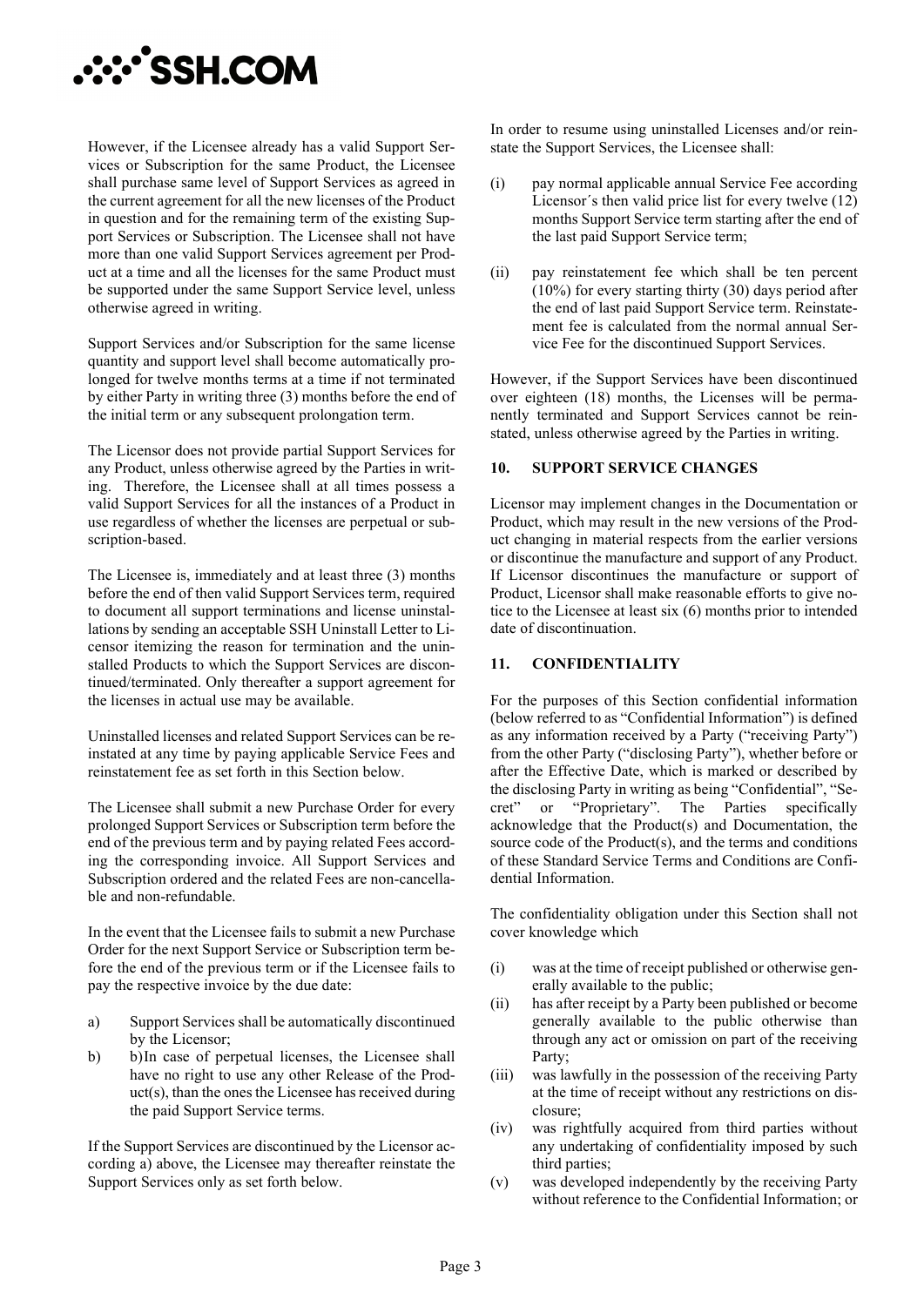However, if the Licensee already has a valid Support Services or Subscription for the same Product, the Licensee shall purchase same level of Support Services as agreed in the current agreement for all the new licenses of the Product in question and for the remaining term of the existing Support Services or Subscription. The Licensee shall not have more than one valid Support Services agreement per Product at a time and all the licenses for the same Product must be supported under the same Support Service level, unless otherwise agreed in writing.

Support Services and/or Subscription for the same license quantity and support level shall become automatically prolonged for twelve months terms at a time if not terminated by either Party in writing three (3) months before the end of the initial term or any subsequent prolongation term.

The Licensor does not provide partial Support Services for any Product, unless otherwise agreed by the Parties in writing. Therefore, the Licensee shall at all times possess a valid Support Services for all the instances of a Product in use regardless of whether the licenses are perpetual or subscription-based.

The Licensee is, immediately and at least three (3) months before the end of then valid Support Services term, required to document all support terminations and license uninstallations by sending an acceptable SSH Uninstall Letter to Licensor itemizing the reason for termination and the uninstalled Products to which the Support Services are discontinued/terminated. Only thereafter a support agreement for the licenses in actual use may be available.

Uninstalled licenses and related Support Services can be reinstated at any time by paying applicable Service Fees and reinstatement fee as set forth in this Section below.

The Licensee shall submit a new Purchase Order for every prolonged Support Services or Subscription term before the end of the previous term and by paying related Fees according the corresponding invoice. All Support Services and Subscription ordered and the related Fees are non-cancellable and non-refundable.

In the event that the Licensee fails to submit a new Purchase Order for the next Support Service or Subscription term before the end of the previous term or if the Licensee fails to pay the respective invoice by the due date:

a) Support Services shall be automatically discontinued by the Licensor;
b) b)In case of perpetual licenses, the Licensee shall have no right to use any other Release of the Product(s), than the ones the Licensee has received during the paid Support Service terms.

If the Support Services are discontinued by the Licensor according a) above, the Licensee may thereafter reinstate the Support Services only as set forth below.

In order to resume using uninstalled Licenses and/or reinstate the Support Services, the Licensee shall:

(i) pay normal applicable annual Service Fee according Licensor´s then valid price list for every twelve (12) months Support Service term starting after the end of the last paid Support Service term;
(ii) pay reinstatement fee which shall be ten percent (10%) for every starting thirty (30) days period after the end of last paid Support Service term. Reinstatement fee is calculated from the normal annual Service Fee for the discontinued Support Services.

However, if the Support Services have been discontinued over eighteen (18) months, the Licenses will be permanently terminated and Support Services cannot be reinstated, unless otherwise agreed by the Parties in writing.

## 10. SUPPORT SERVICE CHANGES

Licensor may implement changes in the Documentation or Product, which may result in the new versions of the Product changing in material respects from the earlier versions or discontinue the manufacture and support of any Product. If Licensor discontinues the manufacture or support of Product, Licensor shall make reasonable efforts to give notice to the Licensee at least six (6) months prior to intended date of discontinuation.

## 11. CONFIDENTIALITY

For the purposes of this Section confidential information (below referred to as "Confidential Information") is defined as any information received by a Party ("receiving Party") from the other Party ("disclosing Party"), whether before or after the Effective Date, which is marked or described by the disclosing Party in writing as being "Confidential", "Secret" or "Proprietary". The Parties specifically acknowledge that the Product(s) and Documentation, the source code of the Product(s), and the terms and conditions of these Standard Service Terms and Conditions are Confidential Information.

The confidentiality obligation under this Section shall not cover knowledge which

(i) was at the time of receipt published or otherwise generally available to the public;
(ii) has after receipt by a Party been published or become generally available to the public otherwise than through any act or omission on part of the receiving Party;
(iii) was lawfully in the possession of the receiving Party at the time of receipt without any restrictions on disclosure;
(iv) was rightfully acquired from third parties without any undertaking of confidentiality imposed by such third parties;
(v) was developed independently by the receiving Party without reference to the Confidential Information; or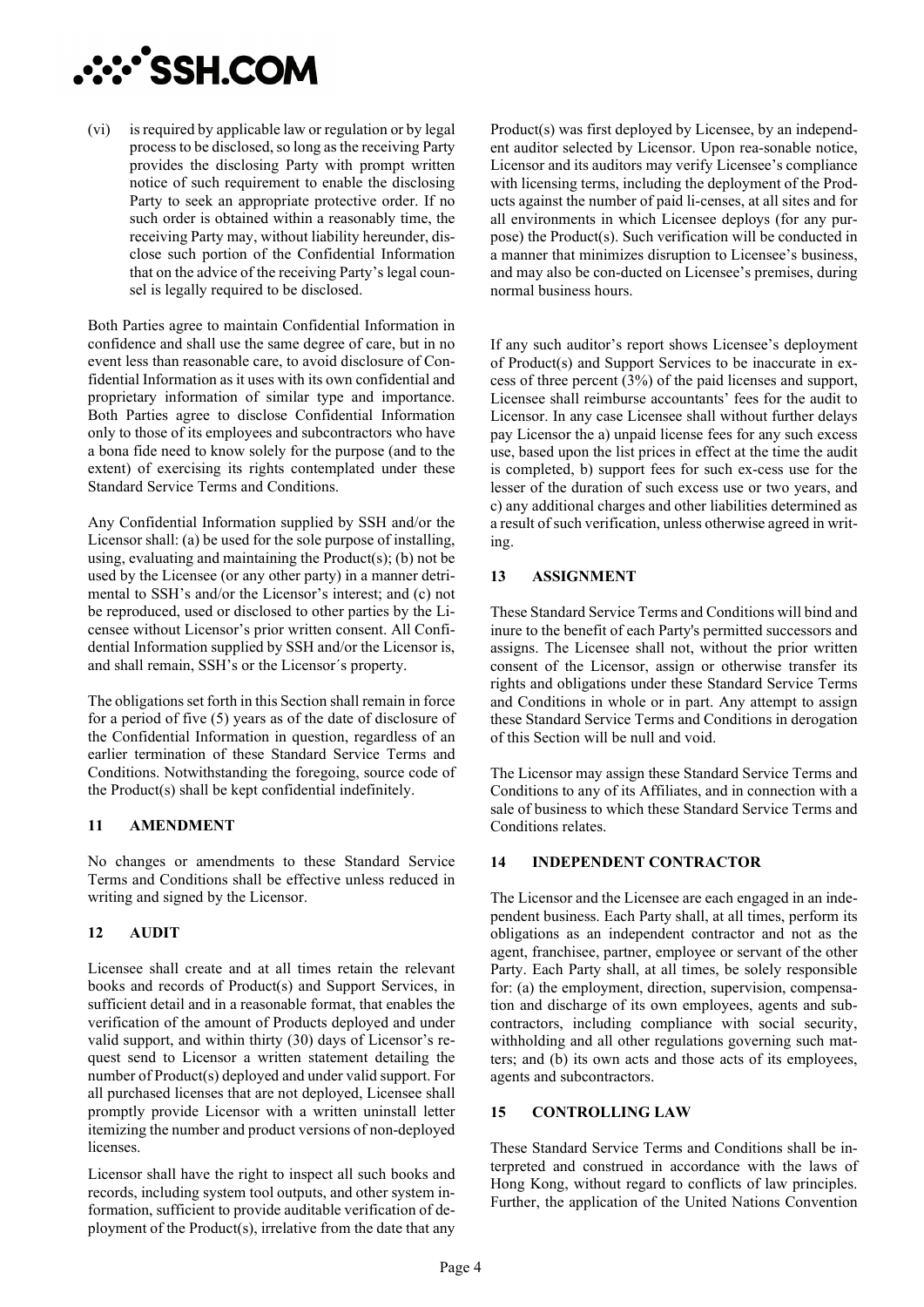(vi) is required by applicable law or regulation or by legal process to be disclosed, so long as the receiving Party provides the disclosing Party with prompt written notice of such requirement to enable the disclosing Party to seek an appropriate protective order. If no such order is obtained within a reasonably time, the receiving Party may, without liability hereunder, disclose such portion of the Confidential Information that on the advice of the receiving Party's legal counsel is legally required to be disclosed.

Both Parties agree to maintain Confidential Information in confidence and shall use the same degree of care, but in no event less than reasonable care, to avoid disclosure of Confidential Information as it uses with its own confidential and proprietary information of similar type and importance. Both Parties agree to disclose Confidential Information only to those of its employees and subcontractors who have a bona fide need to know solely for the purpose (and to the extent) of exercising its rights contemplated under these Standard Service Terms and Conditions.

Any Confidential Information supplied by SSH and/or the Licensor shall: (a) be used for the sole purpose of installing, using, evaluating and maintaining the Product(s); (b) not be used by the Licensee (or any other party) in a manner detrimental to SSH's and/or the Licensor's interest; and (c) not be reproduced, used or disclosed to other parties by the Licensee without Licensor's prior written consent. All Confidential Information supplied by SSH and/or the Licensor is, and shall remain, SSH's or the Licensor´s property.

The obligations set forth in this Section shall remain in force for a period of five (5) years as of the date of disclosure of the Confidential Information in question, regardless of an earlier termination of these Standard Service Terms and Conditions. Notwithstanding the foregoing, source code of the Product(s) shall be kept confidential indefinitely.

## 11 AMENDMENT

No changes or amendments to these Standard Service Terms and Conditions shall be effective unless reduced in writing and signed by the Licensor.

## 12 AUDIT

Licensee shall create and at all times retain the relevant books and records of Product(s) and Support Services, in sufficient detail and in a reasonable format, that enables the verification of the amount of Products deployed and under valid support, and within thirty (30) days of Licensor's request send to Licensor a written statement detailing the number of Product(s) deployed and under valid support. For all purchased licenses that are not deployed, Licensee shall promptly provide Licensor with a written uninstall letter itemizing the number and product versions of non-deployed licenses.

Licensor shall have the right to inspect all such books and records, including system tool outputs, and other system information, sufficient to provide auditable verification of deployment of the Product(s), irrelative from the date that any Product(s) was first deployed by Licensee, by an independent auditor selected by Licensor. Upon rea-sonable notice, Licensor and its auditors may verify Licensee's compliance with licensing terms, including the deployment of the Products against the number of paid li-censes, at all sites and for all environments in which Licensee deploys (for any purpose) the Product(s). Such verification will be conducted in a manner that minimizes disruption to Licensee's business, and may also be con-ducted on Licensee's premises, during normal business hours.

If any such auditor's report shows Licensee's deployment of Product(s) and Support Services to be inaccurate in excess of three percent (3%) of the paid licenses and support, Licensee shall reimburse accountants' fees for the audit to Licensor. In any case Licensee shall without further delays pay Licensor the a) unpaid license fees for any such excess use, based upon the list prices in effect at the time the audit is completed, b) support fees for such ex-cess use for the lesser of the duration of such excess use or two years, and c) any additional charges and other liabilities determined as a result of such verification, unless otherwise agreed in writing.

## 13 ASSIGNMENT

These Standard Service Terms and Conditions will bind and inure to the benefit of each Party's permitted successors and assigns. The Licensee shall not, without the prior written consent of the Licensor, assign or otherwise transfer its rights and obligations under these Standard Service Terms and Conditions in whole or in part. Any attempt to assign these Standard Service Terms and Conditions in derogation of this Section will be null and void.

The Licensor may assign these Standard Service Terms and Conditions to any of its Affiliates, and in connection with a sale of business to which these Standard Service Terms and Conditions relates.

## 14 INDEPENDENT CONTRACTOR

The Licensor and the Licensee are each engaged in an independent business. Each Party shall, at all times, perform its obligations as an independent contractor and not as the agent, franchisee, partner, employee or servant of the other Party. Each Party shall, at all times, be solely responsible for: (a) the employment, direction, supervision, compensation and discharge of its own employees, agents and subcontractors, including compliance with social security, withholding and all other regulations governing such matters; and (b) its own acts and those acts of its employees, agents and subcontractors.

## 15 CONTROLLING LAW

These Standard Service Terms and Conditions shall be interpreted and construed in accordance with the laws of Hong Kong, without regard to conflicts of law principles. Further, the application of the United Nations Convention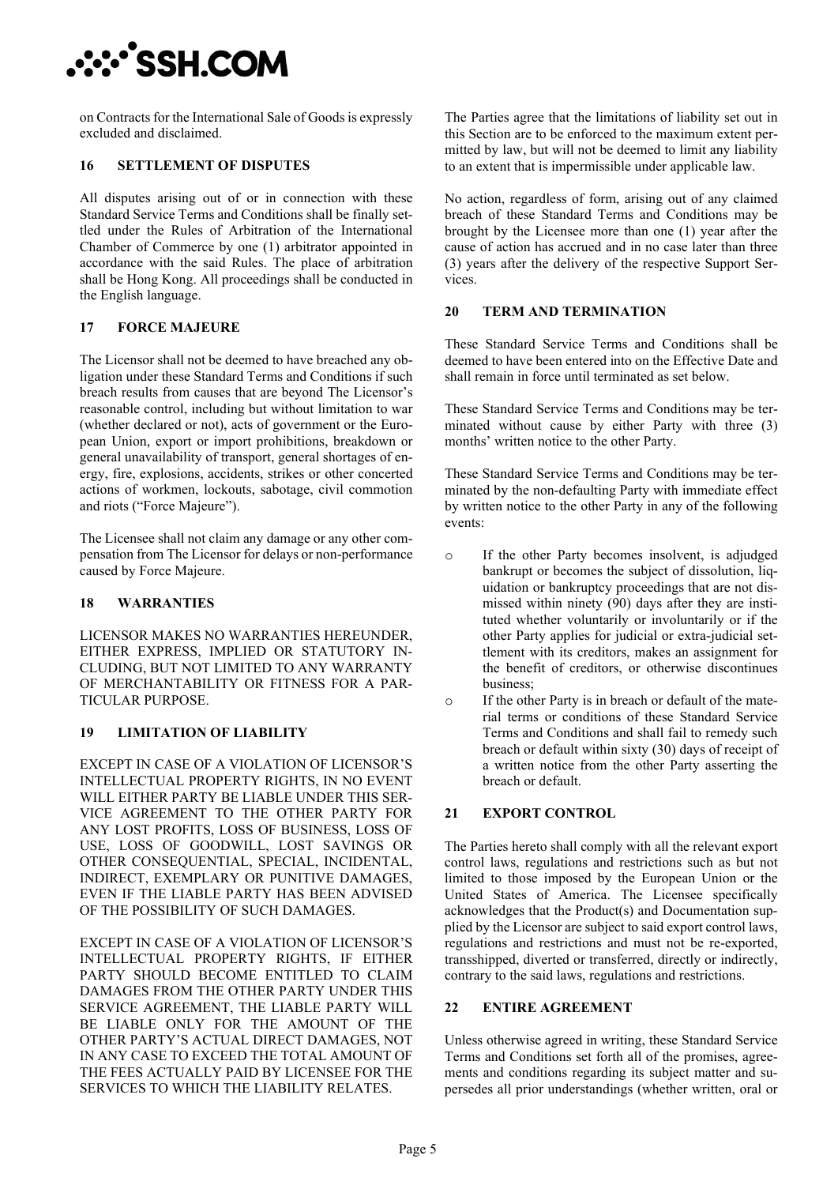on Contracts for the International Sale of Goods is expressly excluded and disclaimed.

## 16 SETTLEMENT OF DISPUTES

All disputes arising out of or in connection with these Standard Service Terms and Conditions shall be finally settled under the Rules of Arbitration of the International Chamber of Commerce by one (1) arbitrator appointed in accordance with the said Rules. The place of arbitration shall be Hong Kong. All proceedings shall be conducted in the English language.

## 17 FORCE MAJEURE

The Licensor shall not be deemed to have breached any obligation under these Standard Terms and Conditions if such breach results from causes that are beyond The Licensor's reasonable control, including but without limitation to war (whether declared or not), acts of government or the European Union, export or import prohibitions, breakdown or general unavailability of transport, general shortages of energy, fire, explosions, accidents, strikes or other concerted actions of workmen, lockouts, sabotage, civil commotion and riots ("Force Majeure").

The Licensee shall not claim any damage or any other compensation from The Licensor for delays or non-performance caused by Force Majeure.

## 18 WARRANTIES

LICENSOR MAKES NO WARRANTIES HEREUNDER, EITHER EXPRESS, IMPLIED OR STATUTORY INCLUDING, BUT NOT LIMITED TO ANY WARRANTY OF MERCHANTABILITY OR FITNESS FOR A PARTICULAR PURPOSE.

## 19 LIMITATION OF LIABILITY

EXCEPT IN CASE OF A VIOLATION OF LICENSOR'S INTELLECTUAL PROPERTY RIGHTS, IN NO EVENT WILL EITHER PARTY BE LIABLE UNDER THIS SERVICE AGREEMENT TO THE OTHER PARTY FOR ANY LOST PROFITS, LOSS OF BUSINESS, LOSS OF USE, LOSS OF GOODWILL, LOST SAVINGS OR OTHER CONSEQUENTIAL, SPECIAL, INCIDENTAL, INDIRECT, EXEMPLARY OR PUNITIVE DAMAGES, EVEN IF THE LIABLE PARTY HAS BEEN ADVISED OF THE POSSIBILITY OF SUCH DAMAGES.

EXCEPT IN CASE OF A VIOLATION OF LICENSOR'S INTELLECTUAL PROPERTY RIGHTS, IF EITHER PARTY SHOULD BECOME ENTITLED TO CLAIM DAMAGES FROM THE OTHER PARTY UNDER THIS SERVICE AGREEMENT, THE LIABLE PARTY WILL BE LIABLE ONLY FOR THE AMOUNT OF THE OTHER PARTY'S ACTUAL DIRECT DAMAGES, NOT IN ANY CASE TO EXCEED THE TOTAL AMOUNT OF THE FEES ACTUALLY PAID BY LICENSEE FOR THE SERVICES TO WHICH THE LIABILITY RELATES.

The Parties agree that the limitations of liability set out in this Section are to be enforced to the maximum extent permitted by law, but will not be deemed to limit any liability to an extent that is impermissible under applicable law.

No action, regardless of form, arising out of any claimed breach of these Standard Terms and Conditions may be brought by the Licensee more than one (1) year after the cause of action has accrued and in no case later than three (3) years after the delivery of the respective Support Services.

## 20 TERM AND TERMINATION

These Standard Service Terms and Conditions shall be deemed to have been entered into on the Effective Date and shall remain in force until terminated as set below.

These Standard Service Terms and Conditions may be terminated without cause by either Party with three (3) months' written notice to the other Party.

These Standard Service Terms and Conditions may be terminated by the non-defaulting Party with immediate effect by written notice to the other Party in any of the following events:

- If the other Party becomes insolvent, is adjudged bankrupt or becomes the subject of dissolution, liquidation or bankruptcy proceedings that are not dismissed within ninety (90) days after they are instituted whether voluntarily or involuntarily or if the other Party applies for judicial or extra-judicial settlement with its creditors, makes an assignment for the benefit of creditors, or otherwise discontinues business;
- If the other Party is in breach or default of the material terms or conditions of these Standard Service Terms and Conditions and shall fail to remedy such breach or default within sixty (30) days of receipt of a written notice from the other Party asserting the breach or default.

## 21 EXPORT CONTROL

The Parties hereto shall comply with all the relevant export control laws, regulations and restrictions such as but not limited to those imposed by the European Union or the United States of America. The Licensee specifically acknowledges that the Product(s) and Documentation supplied by the Licensor are subject to said export control laws, regulations and restrictions and must not be re-exported, transshipped, diverted or transferred, directly or indirectly, contrary to the said laws, regulations and restrictions.

## 22 ENTIRE AGREEMENT

Unless otherwise agreed in writing, these Standard Service Terms and Conditions set forth all of the promises, agreements and conditions regarding its subject matter and supersedes all prior understandings (whether written, oral or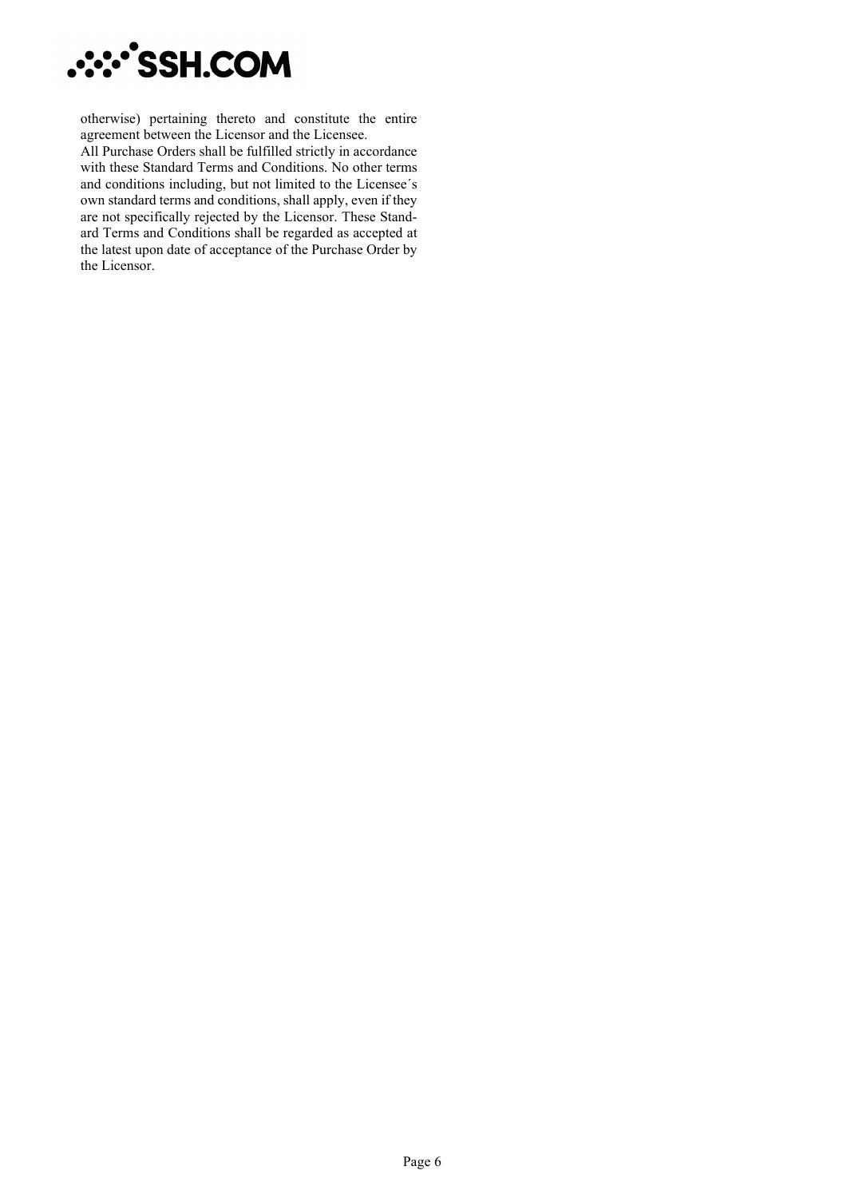otherwise) pertaining thereto and constitute the entire agreement between the Licensor and the Licensee.

All Purchase Orders shall be fulfilled strictly in accordance with these Standard Terms and Conditions. No other terms and conditions including, but not limited to the Licensee´s own standard terms and conditions, shall apply, even if they are not specifically rejected by the Licensor. These Standard Terms and Conditions shall be regarded as accepted at the latest upon date of acceptance of the Purchase Order by the Licensor.